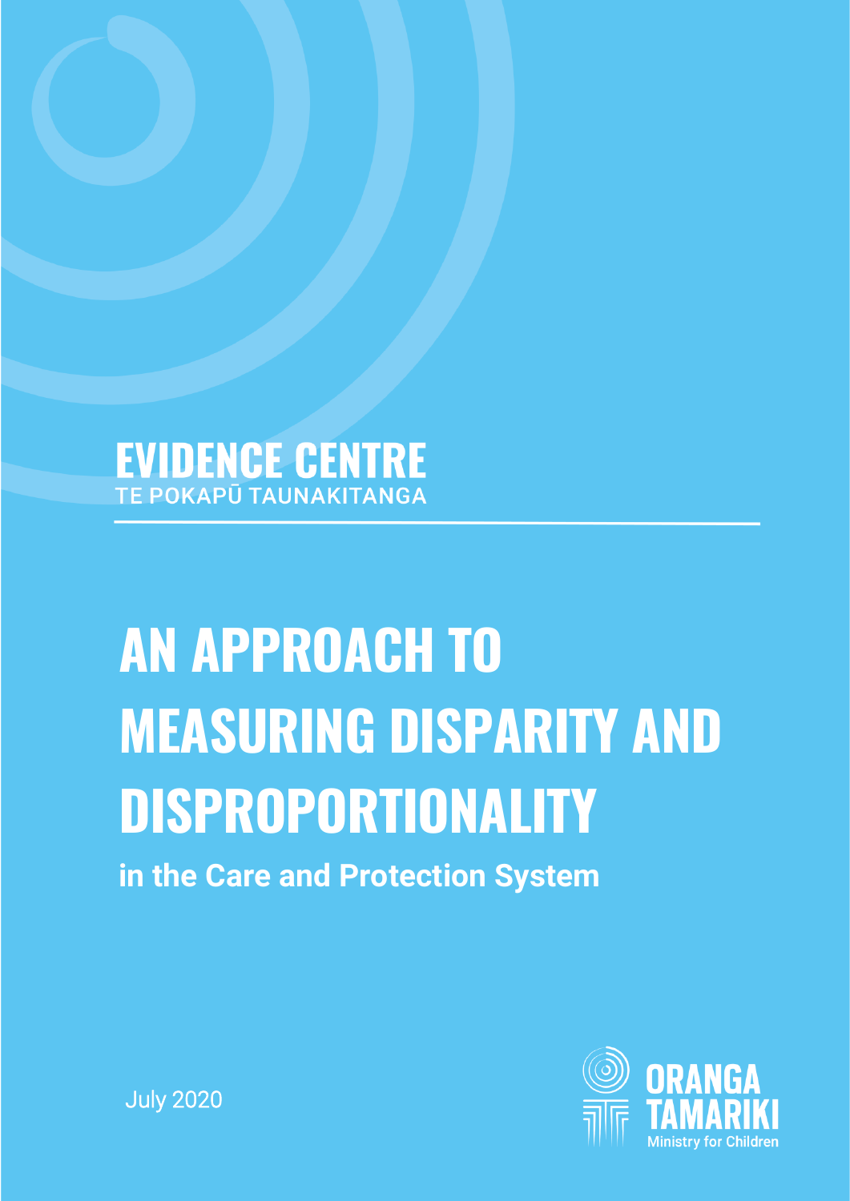EVIDENCE CENTRE
TE POKAPŪ TAUNAKITANGA

# AN APPROACH TO MEASURING DISPARITY AND DISPROPORTIONALITY

**in the Care and Protection System**

July 2020

ORANGA TAMARIKI
Ministry for Children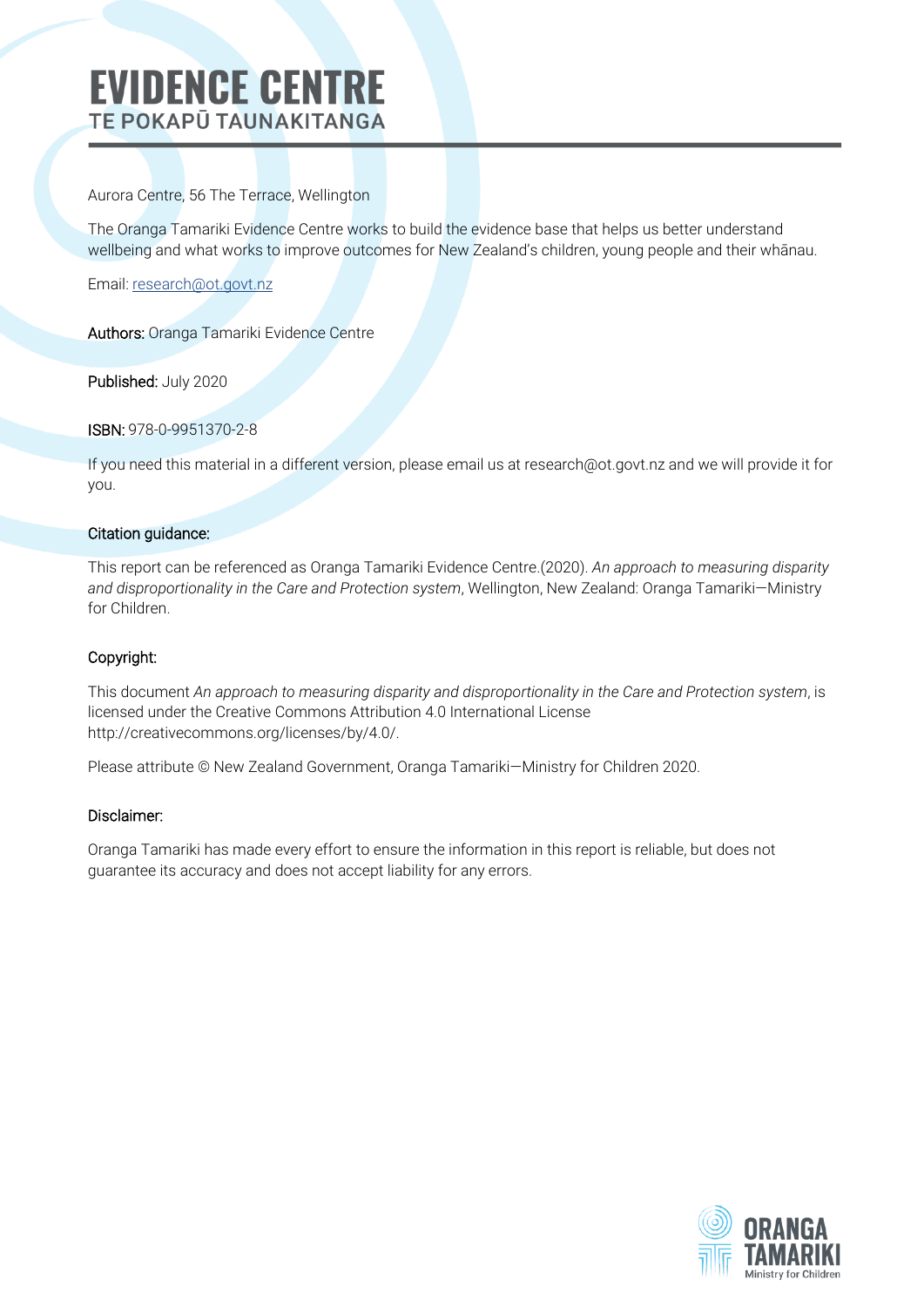# EVIDENCE CENTRE

## TE POKAPŪ TAUNAKITANGA

Aurora Centre, 56 The Terrace, Wellington

The Oranga Tamariki Evidence Centre works to build the evidence base that helps us better understand wellbeing and what works to improve outcomes for New Zealand's children, young people and their whānau.

Email: research@ot.govt.nz

**Authors:** Oranga Tamariki Evidence Centre

**Published:** July 2020

**ISBN:** 978-0-9951370-2-8

If you need this material in a different version, please email us at research@ot.govt.nz and we will provide it for you.

**Citation guidance:**

This report can be referenced as Oranga Tamariki Evidence Centre.(2020). *An approach to measuring disparity and disproportionality in the Care and Protection system*, Wellington, New Zealand: Oranga Tamariki—Ministry for Children.

**Copyright:**

This document *An approach to measuring disparity and disproportionality in the Care and Protection system*, is licensed under the Creative Commons Attribution 4.0 International License http://creativecommons.org/licenses/by/4.0/.

Please attribute © New Zealand Government, Oranga Tamariki—Ministry for Children 2020.

**Disclaimer:**

Oranga Tamariki has made every effort to ensure the information in this report is reliable, but does not guarantee its accuracy and does not accept liability for any errors.

ORANGA TAMARIKI
Ministry for Children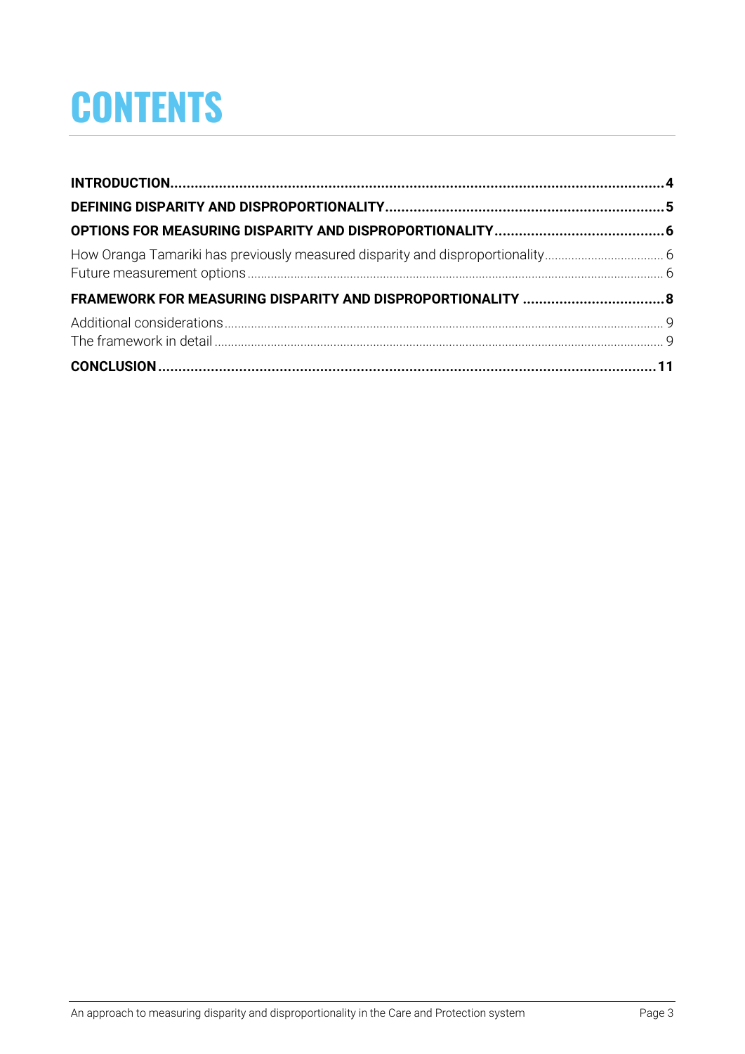# CONTENTS

**INTRODUCTION** ..... **4**

**DEFINING DISPARITY AND DISPROPORTIONALITY** ..... **5**

**OPTIONS FOR MEASURING DISPARITY AND DISPROPORTIONALITY** ..... **6**

How Oranga Tamariki has previously measured disparity and disproportionality ..... 6

Future measurement options ..... 6

**FRAMEWORK FOR MEASURING DISPARITY AND DISPROPORTIONALITY** ..... **8**

Additional considerations ..... 9

The framework in detail ..... 9

**CONCLUSION** ..... **11**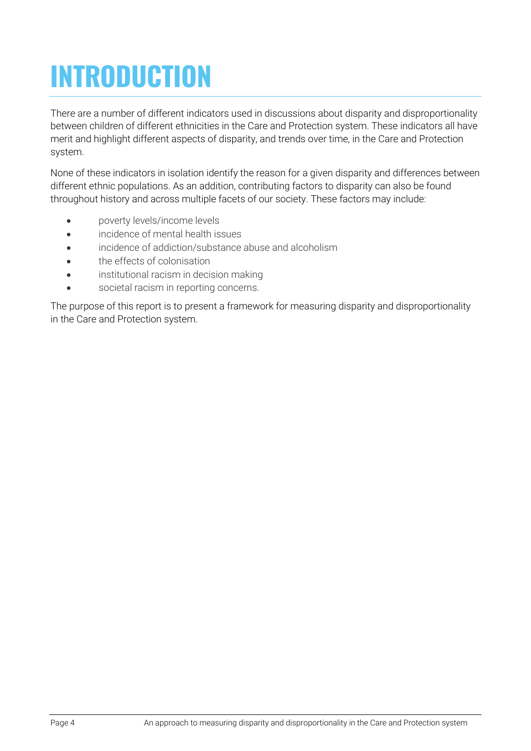# INTRODUCTION

There are a number of different indicators used in discussions about disparity and disproportionality between children of different ethnicities in the Care and Protection system. These indicators all have merit and highlight different aspects of disparity, and trends over time, in the Care and Protection system.

None of these indicators in isolation identify the reason for a given disparity and differences between different ethnic populations. As an addition, contributing factors to disparity can also be found throughout history and across multiple facets of our society. These factors may include:

- poverty levels/income levels
- incidence of mental health issues
- incidence of addiction/substance abuse and alcoholism
- the effects of colonisation
- institutional racism in decision making
- societal racism in reporting concerns.

The purpose of this report is to present a framework for measuring disparity and disproportionality in the Care and Protection system.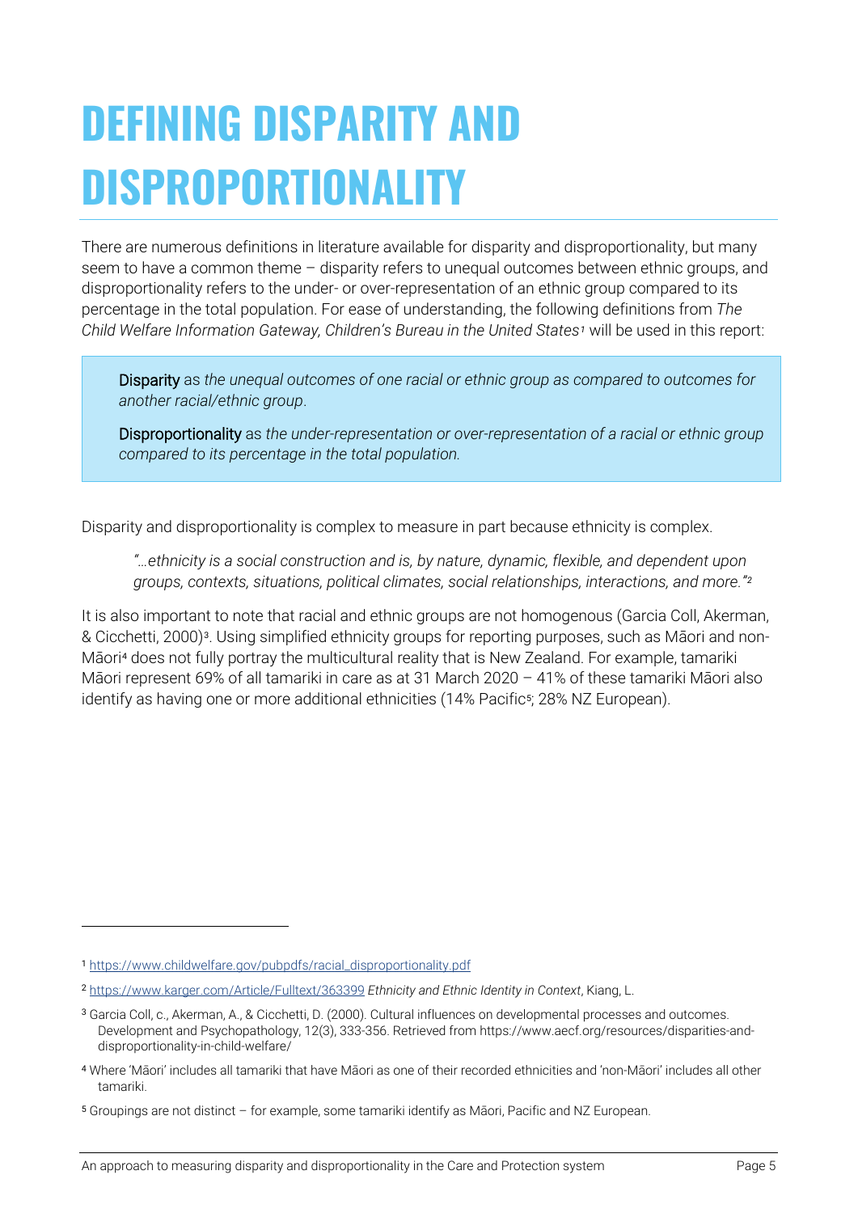# DEFINING DISPARITY AND DISPROPORTIONALITY

There are numerous definitions in literature available for disparity and disproportionality, but many seem to have a common theme – disparity refers to unequal outcomes between ethnic groups, and disproportionality refers to the under- or over-representation of an ethnic group compared to its percentage in the total population. For ease of understanding, the following definitions from *The Child Welfare Information Gateway, Children's Bureau in the United States*[1] will be used in this report:

> Disparity as *the unequal outcomes of one racial or ethnic group as compared to outcomes for another racial/ethnic group*.
>
> Disproportionality as *the under-representation or over-representation of a racial or ethnic group compared to its percentage in the total population.*

Disparity and disproportionality is complex to measure in part because ethnicity is complex.

> *"…ethnicity is a social construction and is, by nature, dynamic, flexible, and dependent upon groups, contexts, situations, political climates, social relationships, interactions, and more."*[2]

It is also important to note that racial and ethnic groups are not homogenous (Garcia Coll, Akerman, & Cicchetti, 2000)[3]. Using simplified ethnicity groups for reporting purposes, such as Māori and non-Māori[4] does not fully portray the multicultural reality that is New Zealand. For example, tamariki Māori represent 69% of all tamariki in care as at 31 March 2020 – 41% of these tamariki Māori also identify as having one or more additional ethnicities (14% Pacific[5]; 28% NZ European).

---

[1] https://www.childwelfare.gov/pubpdfs/racial_disproportionality.pdf

[2] https://www.karger.com/Article/Fulltext/363399 *Ethnicity and Ethnic Identity in Context*, Kiang, L.

[3] Garcia Coll, c., Akerman, A., & Cicchetti, D. (2000). Cultural influences on developmental processes and outcomes. Development and Psychopathology, 12(3), 333-356. Retrieved from https://www.aecf.org/resources/disparities-and-disproportionality-in-child-welfare/

[4] Where 'Māori' includes all tamariki that have Māori as one of their recorded ethnicities and 'non-Māori' includes all other tamariki.

[5] Groupings are not distinct – for example, some tamariki identify as Māori, Pacific and NZ European.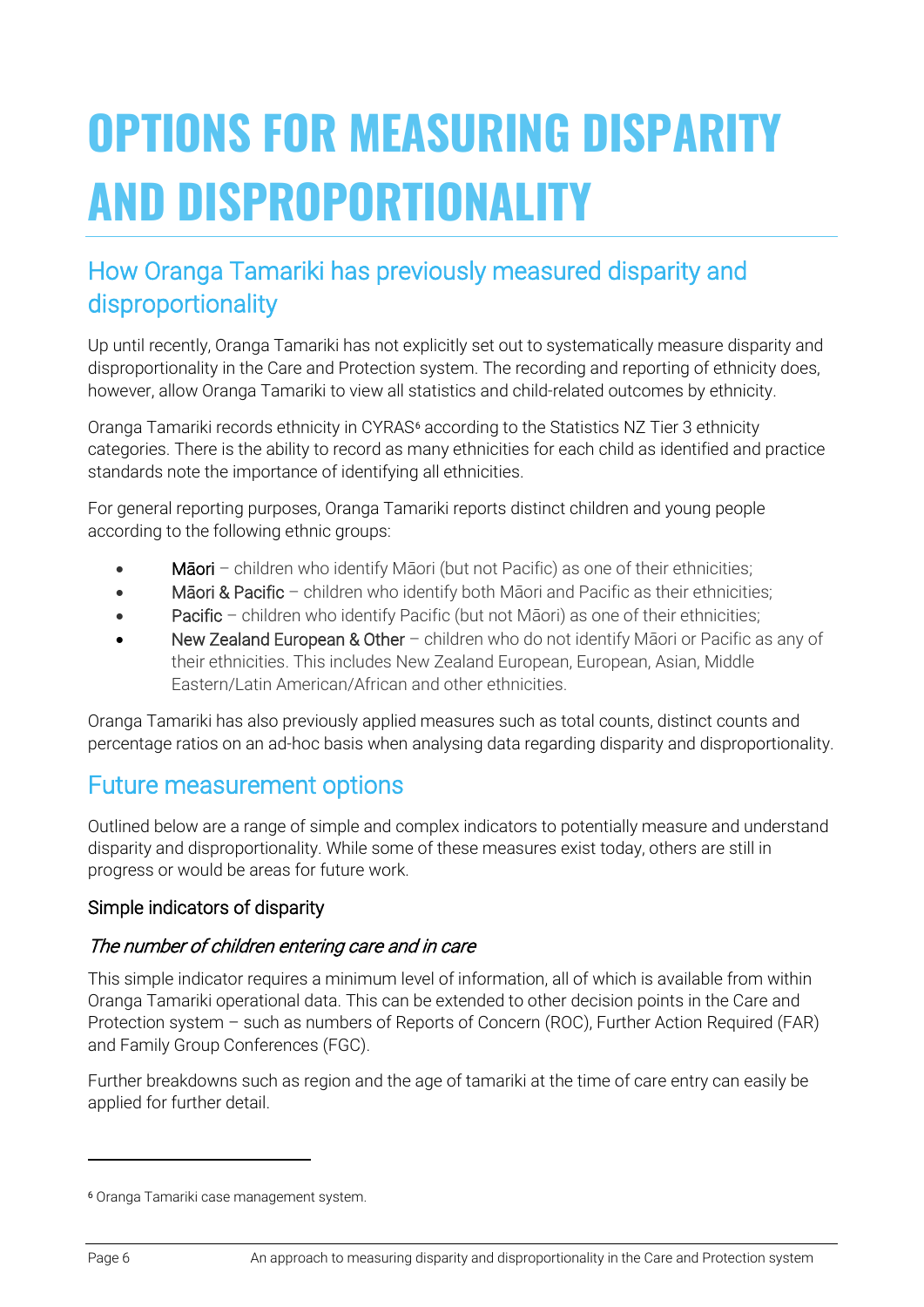# OPTIONS FOR MEASURING DISPARITY AND DISPROPORTIONALITY

## How Oranga Tamariki has previously measured disparity and disproportionality

Up until recently, Oranga Tamariki has not explicitly set out to systematically measure disparity and disproportionality in the Care and Protection system. The recording and reporting of ethnicity does, however, allow Oranga Tamariki to view all statistics and child-related outcomes by ethnicity.

Oranga Tamariki records ethnicity in CYRAS[6] according to the Statistics NZ Tier 3 ethnicity categories. There is the ability to record as many ethnicities for each child as identified and practice standards note the importance of identifying all ethnicities.

For general reporting purposes, Oranga Tamariki reports distinct children and young people according to the following ethnic groups:

- Māori – children who identify Māori (but not Pacific) as one of their ethnicities;
- Māori & Pacific – children who identify both Māori and Pacific as their ethnicities;
- Pacific – children who identify Pacific (but not Māori) as one of their ethnicities;
- New Zealand European & Other – children who do not identify Māori or Pacific as any of their ethnicities. This includes New Zealand European, European, Asian, Middle Eastern/Latin American/African and other ethnicities.

Oranga Tamariki has also previously applied measures such as total counts, distinct counts and percentage ratios on an ad-hoc basis when analysing data regarding disparity and disproportionality.

## Future measurement options

Outlined below are a range of simple and complex indicators to potentially measure and understand disparity and disproportionality. While some of these measures exist today, others are still in progress or would be areas for future work.

### Simple indicators of disparity

#### *The number of children entering care and in care*

This simple indicator requires a minimum level of information, all of which is available from within Oranga Tamariki operational data. This can be extended to other decision points in the Care and Protection system – such as numbers of Reports of Concern (ROC), Further Action Required (FAR) and Family Group Conferences (FGC).

Further breakdowns such as region and the age of tamariki at the time of care entry can easily be applied for further detail.

[6] Oranga Tamariki case management system.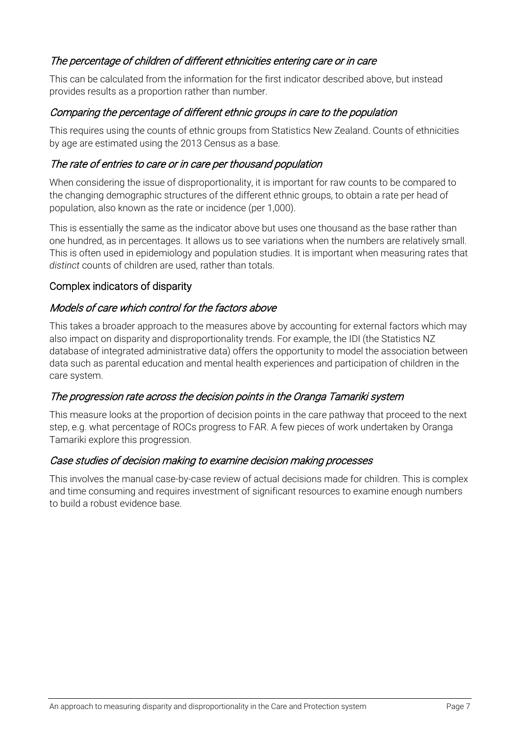### *The percentage of children of different ethnicities entering care or in care*

This can be calculated from the information for the first indicator described above, but instead provides results as a proportion rather than number.

### *Comparing the percentage of different ethnic groups in care to the population*

This requires using the counts of ethnic groups from Statistics New Zealand. Counts of ethnicities by age are estimated using the 2013 Census as a base.

### *The rate of entries to care or in care per thousand population*

When considering the issue of disproportionality, it is important for raw counts to be compared to the changing demographic structures of the different ethnic groups, to obtain a rate per head of population, also known as the rate or incidence (per 1,000).

This is essentially the same as the indicator above but uses one thousand as the base rather than one hundred, as in percentages. It allows us to see variations when the numbers are relatively small. This is often used in epidemiology and population studies. It is important when measuring rates that *distinct* counts of children are used, rather than totals.

## Complex indicators of disparity

### *Models of care which control for the factors above*

This takes a broader approach to the measures above by accounting for external factors which may also impact on disparity and disproportionality trends. For example, the IDI (the Statistics NZ database of integrated administrative data) offers the opportunity to model the association between data such as parental education and mental health experiences and participation of children in the care system.

### *The progression rate across the decision points in the Oranga Tamariki system*

This measure looks at the proportion of decision points in the care pathway that proceed to the next step, e.g. what percentage of ROCs progress to FAR. A few pieces of work undertaken by Oranga Tamariki explore this progression.

### *Case studies of decision making to examine decision making processes*

This involves the manual case-by-case review of actual decisions made for children. This is complex and time consuming and requires investment of significant resources to examine enough numbers to build a robust evidence base.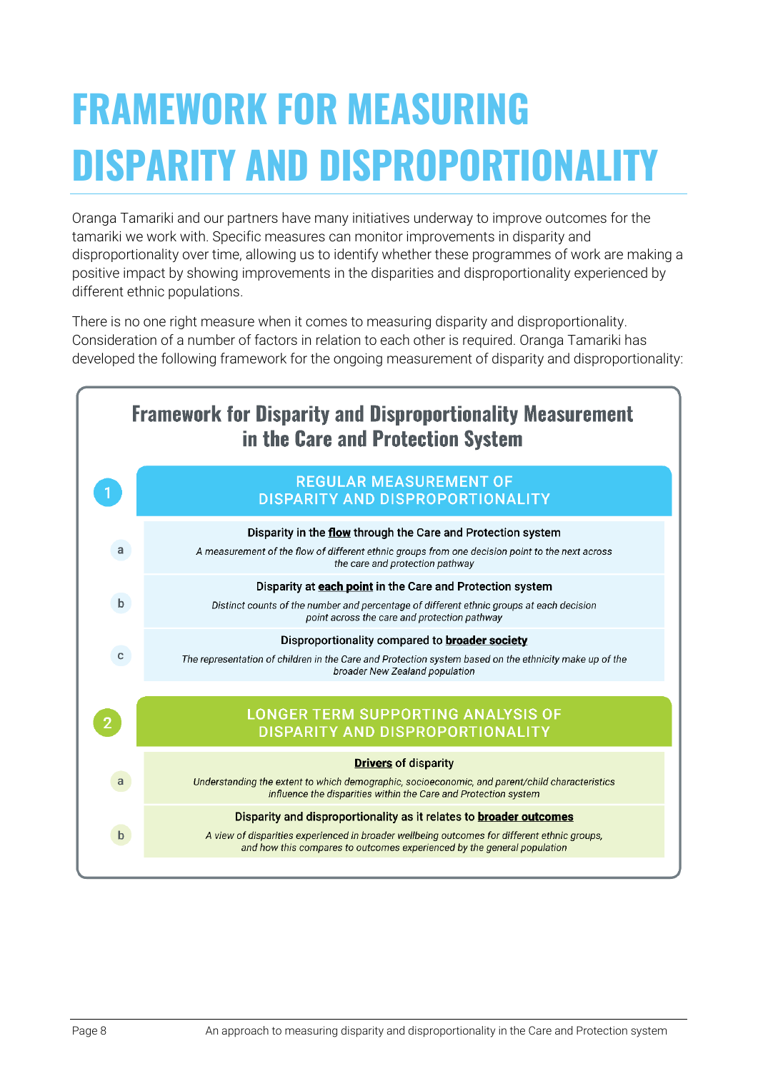# FRAMEWORK FOR MEASURING DISPARITY AND DISPROPORTIONALITY

Oranga Tamariki and our partners have many initiatives underway to improve outcomes for the tamariki we work with. Specific measures can monitor improvements in disparity and disproportionality over time, allowing us to identify whether these programmes of work are making a positive impact by showing improvements in the disparities and disproportionality experienced by different ethnic populations.

There is no one right measure when it comes to measuring disparity and disproportionality. Consideration of a number of factors in relation to each other is required. Oranga Tamariki has developed the following framework for the ongoing measurement of disparity and disproportionality:

## Framework for Disparity and Disproportionality Measurement in the Care and Protection System

### 1 REGULAR MEASUREMENT OF DISPARITY AND DISPROPORTIONALITY

**a** Disparity in the **flow** through the Care and Protection system

*A measurement of the flow of different ethnic groups from one decision point to the next across the care and protection pathway*

**b** Disparity at **each point** in the Care and Protection system

*Distinct counts of the number and percentage of different ethnic groups at each decision point across the care and protection pathway*

**c** Disproportionality compared to **broader society**

*The representation of children in the Care and Protection system based on the ethnicity make up of the broader New Zealand population*

### 2 LONGER TERM SUPPORTING ANALYSIS OF DISPARITY AND DISPROPORTIONALITY

**a** **Drivers** of disparity

*Understanding the extent to which demographic, socioeconomic, and parent/child characteristics influence the disparities within the Care and Protection system*

**b** Disparity and disproportionality as it relates to **broader outcomes**

*A view of disparities experienced in broader wellbeing outcomes for different ethnic groups, and how this compares to outcomes experienced by the general population*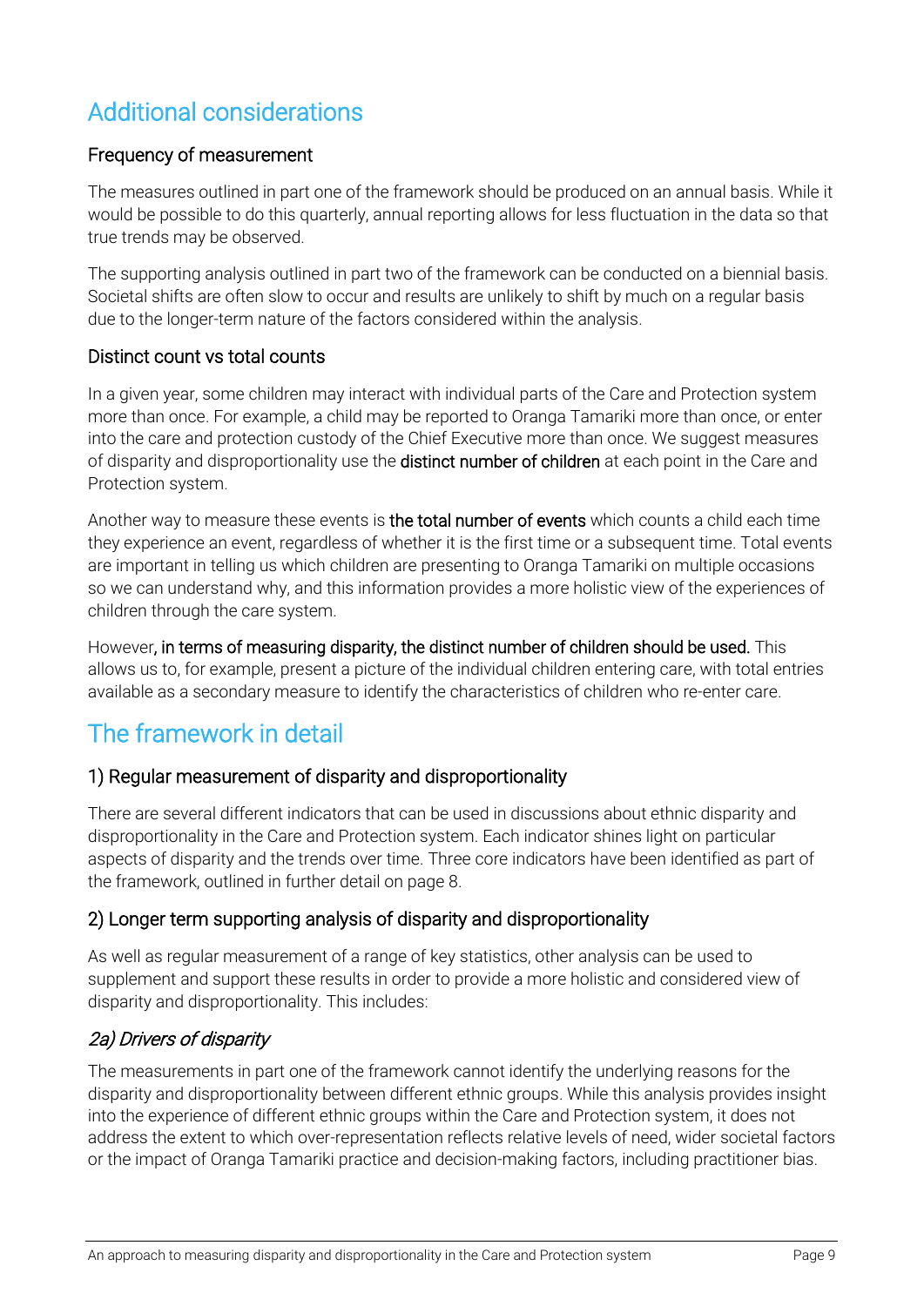## Additional considerations

### Frequency of measurement

The measures outlined in part one of the framework should be produced on an annual basis. While it would be possible to do this quarterly, annual reporting allows for less fluctuation in the data so that true trends may be observed.

The supporting analysis outlined in part two of the framework can be conducted on a biennial basis. Societal shifts are often slow to occur and results are unlikely to shift by much on a regular basis due to the longer-term nature of the factors considered within the analysis.

### Distinct count vs total counts

In a given year, some children may interact with individual parts of the Care and Protection system more than once. For example, a child may be reported to Oranga Tamariki more than once, or enter into the care and protection custody of the Chief Executive more than once. We suggest measures of disparity and disproportionality use the **distinct number of children** at each point in the Care and Protection system.

Another way to measure these events is **the total number of events** which counts a child each time they experience an event, regardless of whether it is the first time or a subsequent time. Total events are important in telling us which children are presenting to Oranga Tamariki on multiple occasions so we can understand why, and this information provides a more holistic view of the experiences of children through the care system.

However**, in terms of measuring disparity, the distinct number of children should be used.** This allows us to, for example, present a picture of the individual children entering care, with total entries available as a secondary measure to identify the characteristics of children who re-enter care.

## The framework in detail

### 1) Regular measurement of disparity and disproportionality

There are several different indicators that can be used in discussions about ethnic disparity and disproportionality in the Care and Protection system. Each indicator shines light on particular aspects of disparity and the trends over time. Three core indicators have been identified as part of the framework, outlined in further detail on page 8.

### 2) Longer term supporting analysis of disparity and disproportionality

As well as regular measurement of a range of key statistics, other analysis can be used to supplement and support these results in order to provide a more holistic and considered view of disparity and disproportionality. This includes:

#### *2a) Drivers of disparity*

The measurements in part one of the framework cannot identify the underlying reasons for the disparity and disproportionality between different ethnic groups. While this analysis provides insight into the experience of different ethnic groups within the Care and Protection system, it does not address the extent to which over-representation reflects relative levels of need, wider societal factors or the impact of Oranga Tamariki practice and decision-making factors, including practitioner bias.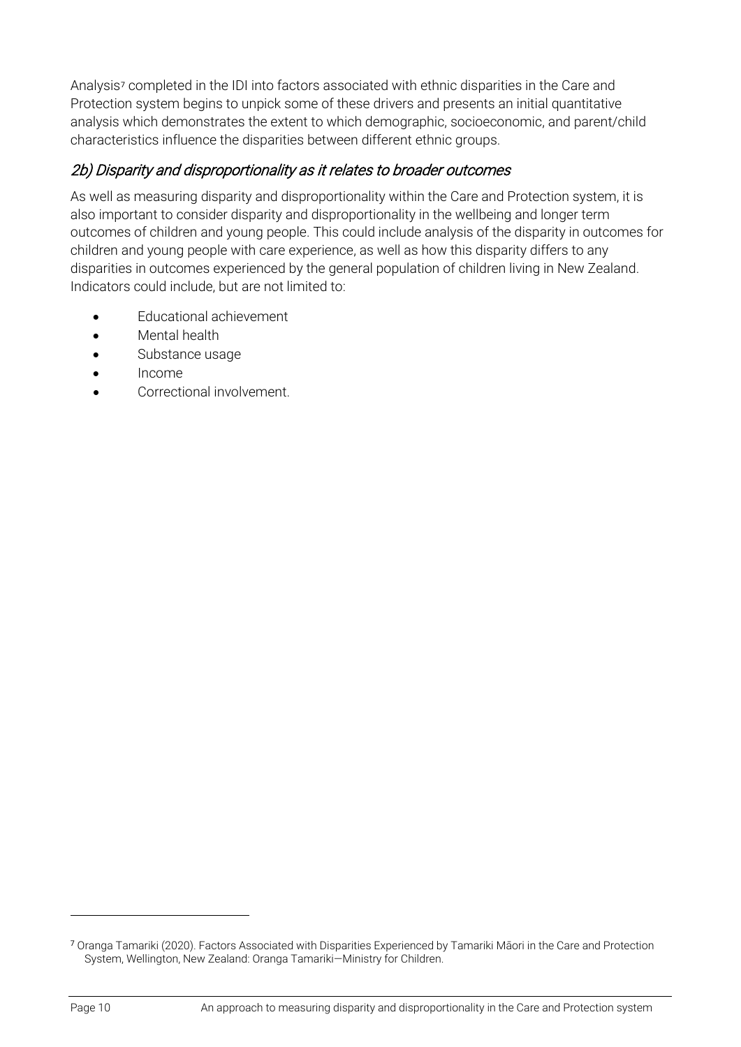Analysis[7] completed in the IDI into factors associated with ethnic disparities in the Care and Protection system begins to unpick some of these drivers and presents an initial quantitative analysis which demonstrates the extent to which demographic, socioeconomic, and parent/child characteristics influence the disparities between different ethnic groups.

### *2b) Disparity and disproportionality as it relates to broader outcomes*

As well as measuring disparity and disproportionality within the Care and Protection system, it is also important to consider disparity and disproportionality in the wellbeing and longer term outcomes of children and young people. This could include analysis of the disparity in outcomes for children and young people with care experience, as well as how this disparity differs to any disparities in outcomes experienced by the general population of children living in New Zealand. Indicators could include, but are not limited to:

- Educational achievement
- Mental health
- Substance usage
- Income
- Correctional involvement.

[7] Oranga Tamariki (2020). Factors Associated with Disparities Experienced by Tamariki Māori in the Care and Protection System, Wellington, New Zealand: Oranga Tamariki—Ministry for Children.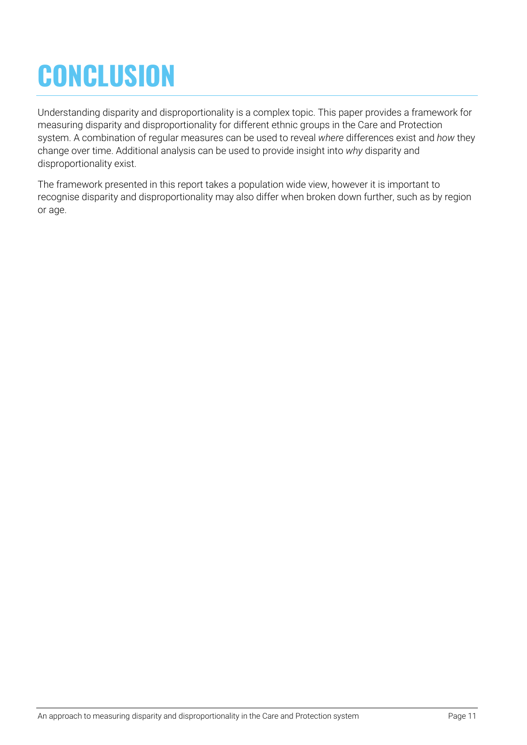# CONCLUSION

Understanding disparity and disproportionality is a complex topic. This paper provides a framework for measuring disparity and disproportionality for different ethnic groups in the Care and Protection system. A combination of regular measures can be used to reveal *where* differences exist and *how* they change over time. Additional analysis can be used to provide insight into *why* disparity and disproportionality exist.

The framework presented in this report takes a population wide view, however it is important to recognise disparity and disproportionality may also differ when broken down further, such as by region or age.